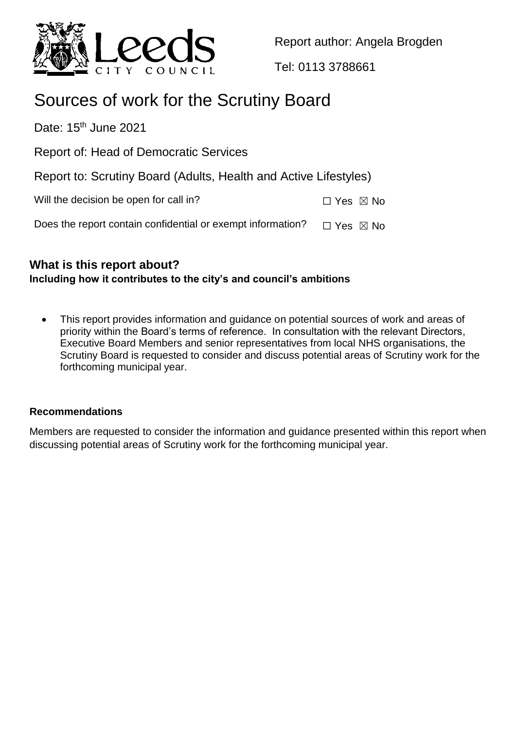Report author: Angela Brogden

Tel: 0113 3788661

# Sources of work for the Scrutiny Board

Date: 15th June 2021

Report of: Head of Democratic Services

Report to: Scrutiny Board (Adults, Health and Active Lifestyles)

Will the decision be open for call in? ☐ Yes ☒ No

Does the report contain confidential or exempt information? ☐ Yes ☒ No

## What is this report about?

**Including how it contributes to the city's and council's ambitions**

- This report provides information and guidance on potential sources of work and areas of priority within the Board's terms of reference. In consultation with the relevant Directors, Executive Board Members and senior representatives from local NHS organisations, the Scrutiny Board is requested to consider and discuss potential areas of Scrutiny work for the forthcoming municipal year.

### Recommendations

Members are requested to consider the information and guidance presented within this report when discussing potential areas of Scrutiny work for the forthcoming municipal year.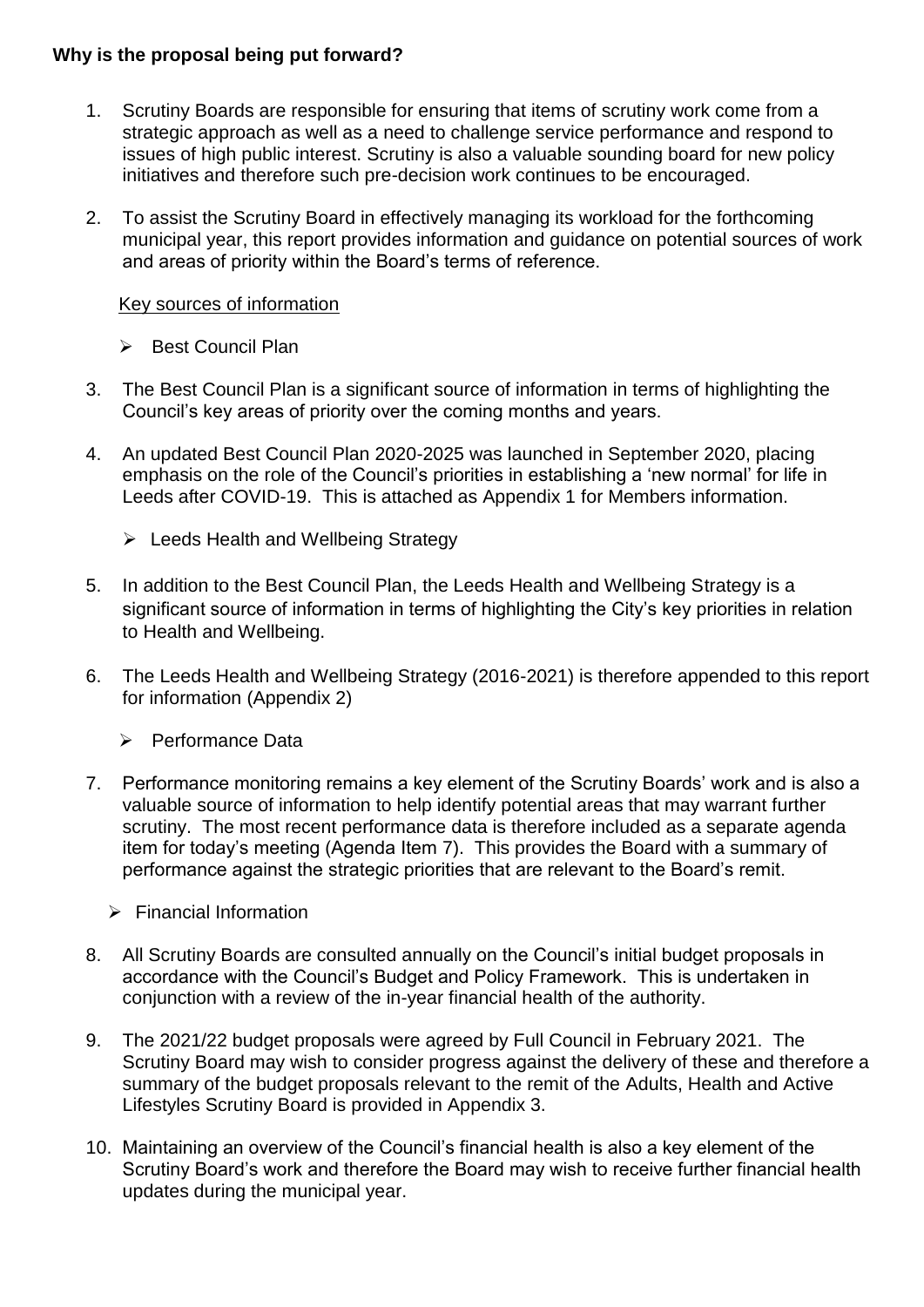**Why is the proposal being put forward?**

1. Scrutiny Boards are responsible for ensuring that items of scrutiny work come from a strategic approach as well as a need to challenge service performance and respond to issues of high public interest. Scrutiny is also a valuable sounding board for new policy initiatives and therefore such pre-decision work continues to be encouraged.

2. To assist the Scrutiny Board in effectively managing its workload for the forthcoming municipal year, this report provides information and guidance on potential sources of work and areas of priority within the Board's terms of reference.

<u>Key sources of information</u>

- Best Council Plan

3. The Best Council Plan is a significant source of information in terms of highlighting the Council's key areas of priority over the coming months and years.

4. An updated Best Council Plan 2020-2025 was launched in September 2020, placing emphasis on the role of the Council's priorities in establishing a 'new normal' for life in Leeds after COVID-19. This is attached as Appendix 1 for Members information.

- Leeds Health and Wellbeing Strategy

5. In addition to the Best Council Plan, the Leeds Health and Wellbeing Strategy is a significant source of information in terms of highlighting the City's key priorities in relation to Health and Wellbeing.

6. The Leeds Health and Wellbeing Strategy (2016-2021) is therefore appended to this report for information (Appendix 2)

- Performance Data

7. Performance monitoring remains a key element of the Scrutiny Boards' work and is also a valuable source of information to help identify potential areas that may warrant further scrutiny. The most recent performance data is therefore included as a separate agenda item for today's meeting (Agenda Item 7). This provides the Board with a summary of performance against the strategic priorities that are relevant to the Board's remit.

- Financial Information

8. All Scrutiny Boards are consulted annually on the Council's initial budget proposals in accordance with the Council's Budget and Policy Framework. This is undertaken in conjunction with a review of the in-year financial health of the authority.

9. The 2021/22 budget proposals were agreed by Full Council in February 2021. The Scrutiny Board may wish to consider progress against the delivery of these and therefore a summary of the budget proposals relevant to the remit of the Adults, Health and Active Lifestyles Scrutiny Board is provided in Appendix 3.

10. Maintaining an overview of the Council's financial health is also a key element of the Scrutiny Board's work and therefore the Board may wish to receive further financial health updates during the municipal year.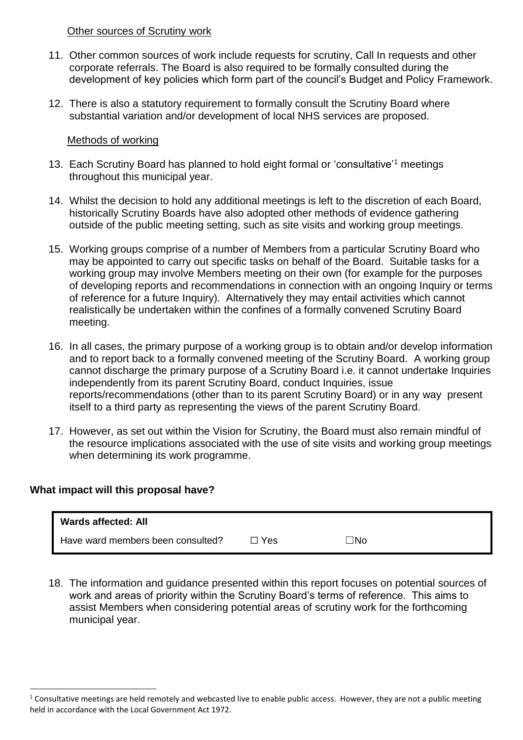Other sources of Scrutiny work

11. Other common sources of work include requests for scrutiny, Call In requests and other corporate referrals. The Board is also required to be formally consulted during the development of key policies which form part of the council's Budget and Policy Framework.

12. There is also a statutory requirement to formally consult the Scrutiny Board where substantial variation and/or development of local NHS services are proposed.

Methods of working

13. Each Scrutiny Board has planned to hold eight formal or 'consultative'[1] meetings throughout this municipal year.

14. Whilst the decision to hold any additional meetings is left to the discretion of each Board, historically Scrutiny Boards have also adopted other methods of evidence gathering outside of the public meeting setting, such as site visits and working group meetings.

15. Working groups comprise of a number of Members from a particular Scrutiny Board who may be appointed to carry out specific tasks on behalf of the Board. Suitable tasks for a working group may involve Members meeting on their own (for example for the purposes of developing reports and recommendations in connection with an ongoing Inquiry or terms of reference for a future Inquiry). Alternatively they may entail activities which cannot realistically be undertaken within the confines of a formally convened Scrutiny Board meeting.

16. In all cases, the primary purpose of a working group is to obtain and/or develop information and to report back to a formally convened meeting of the Scrutiny Board. A working group cannot discharge the primary purpose of a Scrutiny Board i.e. it cannot undertake Inquiries independently from its parent Scrutiny Board, conduct Inquiries, issue reports/recommendations (other than to its parent Scrutiny Board) or in any way present itself to a third party as representing the views of the parent Scrutiny Board.

17. However, as set out within the Vision for Scrutiny, the Board must also remain mindful of the resource implications associated with the use of site visits and working group meetings when determining its work programme.

## What impact will this proposal have?

| **Wards affected: All** | | |
|---|---|---|
| Have ward members been consulted? | ☐ Yes | ☐No |

18. The information and guidance presented within this report focuses on potential sources of work and areas of priority within the Scrutiny Board's terms of reference. This aims to assist Members when considering potential areas of scrutiny work for the forthcoming municipal year.

---

[1] Consultative meetings are held remotely and webcasted live to enable public access. However, they are not a public meeting held in accordance with the Local Government Act 1972.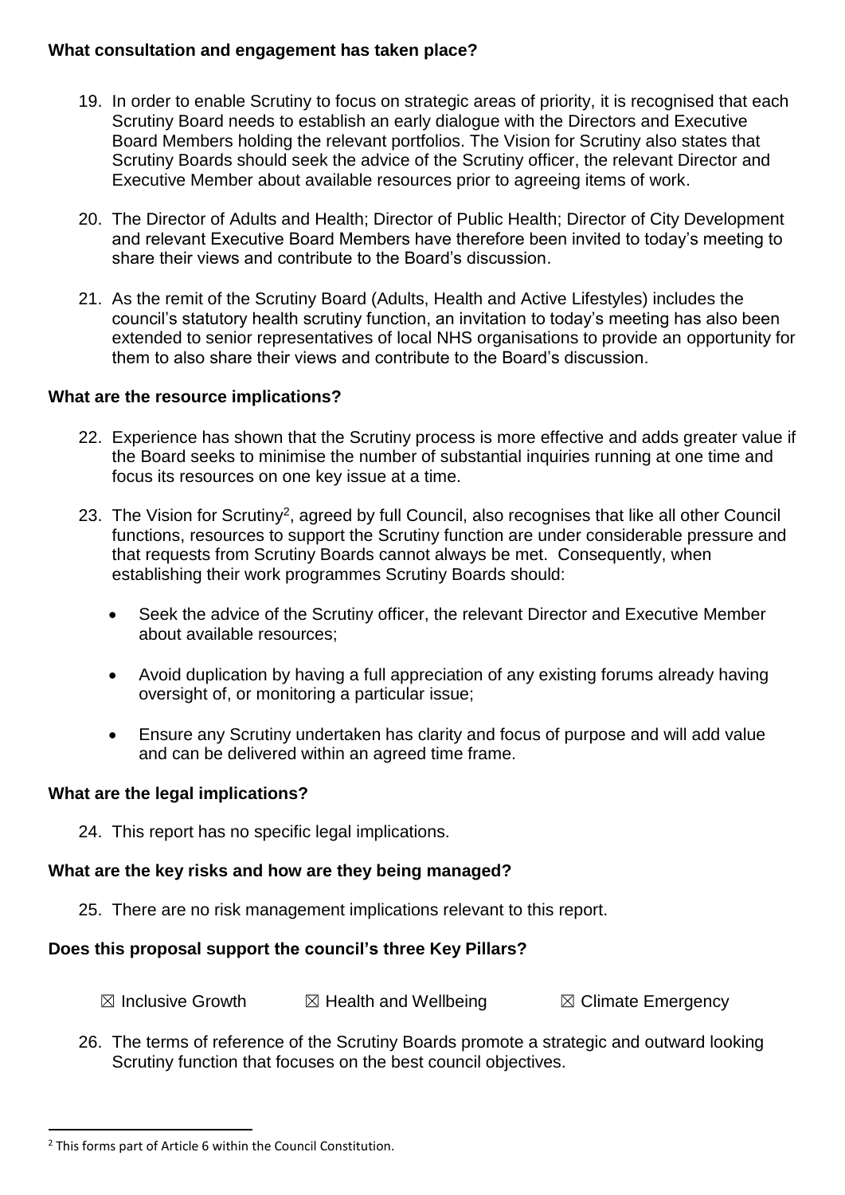**What consultation and engagement has taken place?**

19. In order to enable Scrutiny to focus on strategic areas of priority, it is recognised that each Scrutiny Board needs to establish an early dialogue with the Directors and Executive Board Members holding the relevant portfolios. The Vision for Scrutiny also states that Scrutiny Boards should seek the advice of the Scrutiny officer, the relevant Director and Executive Member about available resources prior to agreeing items of work.

20. The Director of Adults and Health; Director of Public Health; Director of City Development and relevant Executive Board Members have therefore been invited to today's meeting to share their views and contribute to the Board's discussion.

21. As the remit of the Scrutiny Board (Adults, Health and Active Lifestyles) includes the council's statutory health scrutiny function, an invitation to today's meeting has also been extended to senior representatives of local NHS organisations to provide an opportunity for them to also share their views and contribute to the Board's discussion.

**What are the resource implications?**

22. Experience has shown that the Scrutiny process is more effective and adds greater value if the Board seeks to minimise the number of substantial inquiries running at one time and focus its resources on one key issue at a time.

23. The Vision for Scrutiny[2], agreed by full Council, also recognises that like all other Council functions, resources to support the Scrutiny function are under considerable pressure and that requests from Scrutiny Boards cannot always be met. Consequently, when establishing their work programmes Scrutiny Boards should:

    - Seek the advice of the Scrutiny officer, the relevant Director and Executive Member about available resources;
    - Avoid duplication by having a full appreciation of any existing forums already having oversight of, or monitoring a particular issue;
    - Ensure any Scrutiny undertaken has clarity and focus of purpose and will add value and can be delivered within an agreed time frame.

**What are the legal implications?**

24. This report has no specific legal implications.

**What are the key risks and how are they being managed?**

25. There are no risk management implications relevant to this report.

**Does this proposal support the council's three Key Pillars?**

☒ Inclusive Growth ☒ Health and Wellbeing ☒ Climate Emergency

26. The terms of reference of the Scrutiny Boards promote a strategic and outward looking Scrutiny function that focuses on the best council objectives.

[2] This forms part of Article 6 within the Council Constitution.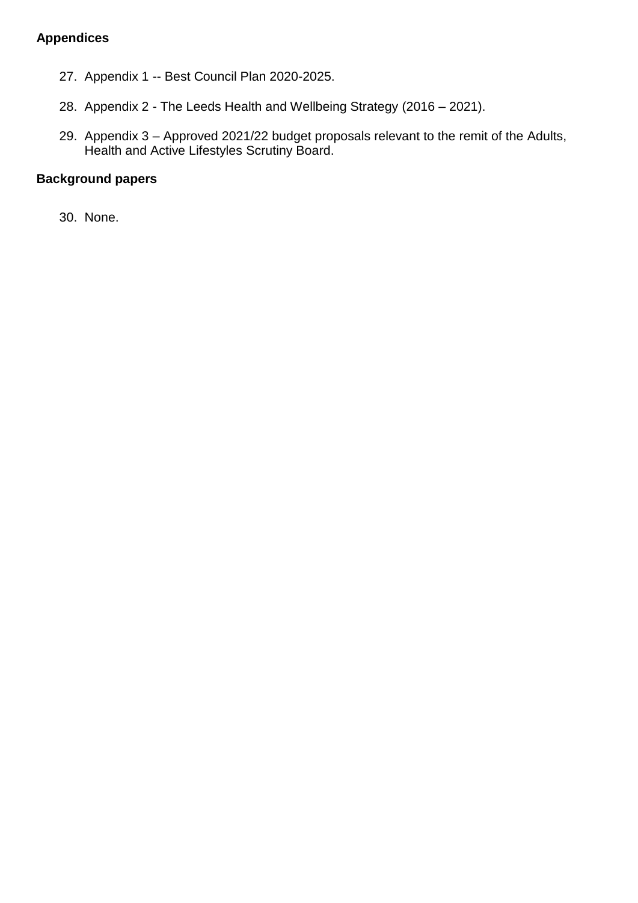**Appendices**

27. Appendix 1 -- Best Council Plan 2020-2025.
28. Appendix 2 - The Leeds Health and Wellbeing Strategy (2016 – 2021).
29. Appendix 3 – Approved 2021/22 budget proposals relevant to the remit of the Adults, Health and Active Lifestyles Scrutiny Board.

**Background papers**

30. None.